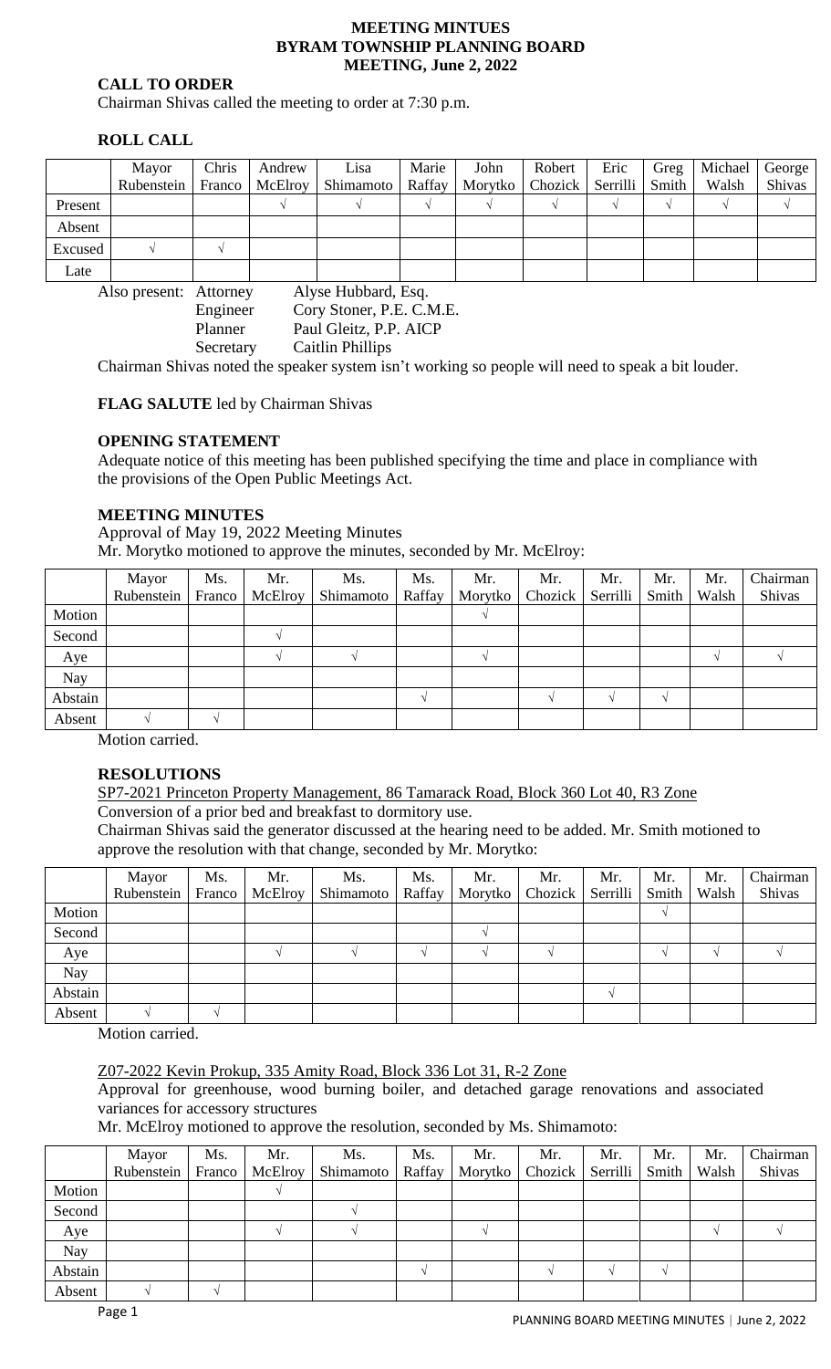# MEETING MINTUES
# BYRAM TOWNSHIP PLANNING BOARD
# MEETING, June 2, 2022

## CALL TO ORDER

Chairman Shivas called the meeting to order at 7:30 p.m.

## ROLL CALL

| | Mayor Rubenstein | Chris Franco | Andrew McElroy | Lisa Shimamoto | Marie Raffay | John Morytko | Robert Chozick | Eric Serrilli | Greg Smith | Michael Walsh | George Shivas |
|---|---|---|---|---|---|---|---|---|---|---|---|
| Present | | | √ | √ | √ | √ | √ | √ | √ | √ | √ |
| Absent | | | | | | | | | | | |
| Excused | √ | √ | | | | | | | | | |
| Late | | | | | | | | | | | |

Also present: Attorney Alyse Hubbard, Esq.
Engineer Cory Stoner, P.E. C.M.E.
Planner Paul Gleitz, P.P. AICP
Secretary Caitlin Phillips

Chairman Shivas noted the speaker system isn't working so people will need to speak a bit louder.

**FLAG SALUTE** led by Chairman Shivas

## OPENING STATEMENT

Adequate notice of this meeting has been published specifying the time and place in compliance with the provisions of the Open Public Meetings Act.

## MEETING MINUTES

Approval of May 19, 2022 Meeting Minutes

Mr. Morytko motioned to approve the minutes, seconded by Mr. McElroy:

| | Mayor Rubenstein | Ms. Franco | Mr. McElroy | Ms. Shimamoto | Ms. Raffay | Mr. Morytko | Mr. Chozick | Mr. Serrilli | Mr. Smith | Mr. Walsh | Chairman Shivas |
|---|---|---|---|---|---|---|---|---|---|---|---|
| Motion | | | | | | √ | | | | | |
| Second | | | √ | | | | | | | | |
| Aye | | | √ | √ | | √ | | | | √ | √ |
| Nay | | | | | | | | | | | |
| Abstain | | | | | √ | | √ | √ | √ | | |
| Absent | √ | √ | | | | | | | | | |

Motion carried.

## RESOLUTIONS

SP7-2021 Princeton Property Management, 86 Tamarack Road, Block 360 Lot 40, R3 Zone

Conversion of a prior bed and breakfast to dormitory use.

Chairman Shivas said the generator discussed at the hearing need to be added. Mr. Smith motioned to approve the resolution with that change, seconded by Mr. Morytko:

| | Mayor Rubenstein | Ms. Franco | Mr. McElroy | Ms. Shimamoto | Ms. Raffay | Mr. Morytko | Mr. Chozick | Mr. Serrilli | Mr. Smith | Mr. Walsh | Chairman Shivas |
|---|---|---|---|---|---|---|---|---|---|---|---|
| Motion | | | | | | | | | √ | | |
| Second | | | | | | √ | | | | | |
| Aye | | | √ | √ | √ | √ | √ | | √ | √ | √ |
| Nay | | | | | | | | | | | |
| Abstain | | | | | | | | √ | | | |
| Absent | √ | √ | | | | | | | | | |

Motion carried.

Z07-2022 Kevin Prokup, 335 Amity Road, Block 336 Lot 31, R-2 Zone

Approval for greenhouse, wood burning boiler, and detached garage renovations and associated variances for accessory structures

Mr. McElroy motioned to approve the resolution, seconded by Ms. Shimamoto:

| | Mayor Rubenstein | Ms. Franco | Mr. McElroy | Ms. Shimamoto | Ms. Raffay | Mr. Morytko | Mr. Chozick | Mr. Serrilli | Mr. Smith | Mr. Walsh | Chairman Shivas |
|---|---|---|---|---|---|---|---|---|---|---|---|
| Motion | | | √ | | | | | | | | |
| Second | | | | √ | | | | | | | |
| Aye | | | √ | √ | | √ | | | | √ | √ |
| Nay | | | | | | | | | | | |
| Abstain | | | | | √ | | √ | √ | √ | | |
| Absent | √ | √ | | | | | | | | | |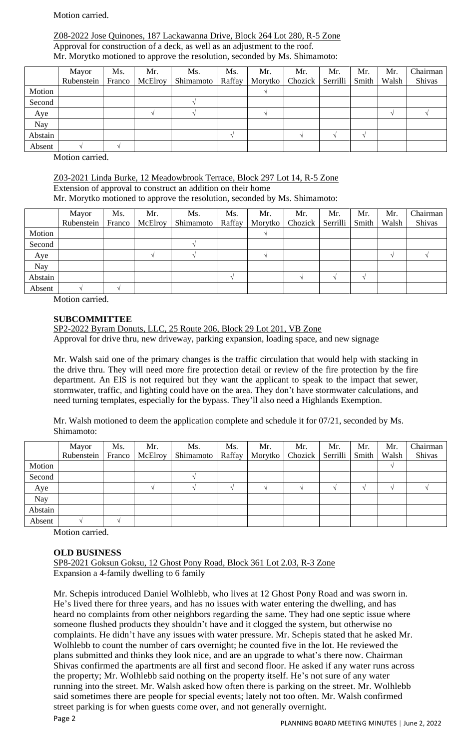Motion carried.

Z08-2022 Jose Quinones, 187 Lackawanna Drive, Block 264 Lot 280, R-5 Zone
Approval for construction of a deck, as well as an adjustment to the roof.
Mr. Morytko motioned to approve the resolution, seconded by Ms. Shimamoto:

| | Mayor Rubenstein | Ms. Franco | Mr. McElroy | Ms. Shimamoto | Ms. Raffay | Mr. Morytko | Mr. Chozick | Mr. Serrilli | Mr. Smith | Mr. Walsh | Chairman Shivas |
|---|---|---|---|---|---|---|---|---|---|---|---|
| Motion | | | | | | √ | | | | | |
| Second | | | | √ | | | | | | | |
| Aye | | | √ | √ | | √ | | | | √ | √ |
| Nay | | | | | | | | | | | |
| Abstain | | | | | √ | | √ | √ | √ | | |
| Absent | √ | √ | | | | | | | | | |

Motion carried.

Z03-2021 Linda Burke, 12 Meadowbrook Terrace, Block 297 Lot 14, R-5 Zone
Extension of approval to construct an addition on their home
Mr. Morytko motioned to approve the resolution, seconded by Ms. Shimamoto:

| | Mayor Rubenstein | Ms. Franco | Mr. McElroy | Ms. Shimamoto | Ms. Raffay | Mr. Morytko | Mr. Chozick | Mr. Serrilli | Mr. Smith | Mr. Walsh | Chairman Shivas |
|---|---|---|---|---|---|---|---|---|---|---|---|
| Motion | | | | | | √ | | | | | |
| Second | | | | √ | | | | | | | |
| Aye | | | √ | √ | | √ | | | | √ | √ |
| Nay | | | | | | | | | | | |
| Abstain | | | | | √ | | √ | √ | √ | | |
| Absent | √ | √ | | | | | | | | | |

Motion carried.

**SUBCOMMITTEE**

SP2-2022 Byram Donuts, LLC, 25 Route 206, Block 29 Lot 201, VB Zone
Approval for drive thru, new driveway, parking expansion, loading space, and new signage

Mr. Walsh said one of the primary changes is the traffic circulation that would help with stacking in the drive thru. They will need more fire protection detail or review of the fire protection by the fire department. An EIS is not required but they want the applicant to speak to the impact that sewer, stormwater, traffic, and lighting could have on the area. They don't have stormwater calculations, and need turning templates, especially for the bypass. They'll also need a Highlands Exemption.

Mr. Walsh motioned to deem the application complete and schedule it for 07/21, seconded by Ms. Shimamoto:

| | Mayor Rubenstein | Ms. Franco | Mr. McElroy | Ms. Shimamoto | Ms. Raffay | Mr. Morytko | Mr. Chozick | Mr. Serrilli | Mr. Smith | Mr. Walsh | Chairman Shivas |
|---|---|---|---|---|---|---|---|---|---|---|---|
| Motion | | | | | | | | | | √ | |
| Second | | | | √ | | | | | | | |
| Aye | | | √ | √ | √ | √ | √ | √ | √ | √ | √ |
| Nay | | | | | | | | | | | |
| Abstain | | | | | | | | | | | |
| Absent | √ | √ | | | | | | | | | |

Motion carried.

**OLD BUSINESS**

SP8-2021 Goksun Goksu, 12 Ghost Pony Road, Block 361 Lot 2.03, R-3 Zone
Expansion a 4-family dwelling to 6 family

Mr. Schepis introduced Daniel Wolhlebb, who lives at 12 Ghost Pony Road and was sworn in. He's lived there for three years, and has no issues with water entering the dwelling, and has heard no complaints from other neighbors regarding the same. They had one septic issue where someone flushed products they shouldn't have and it clogged the system, but otherwise no complaints. He didn't have any issues with water pressure. Mr. Schepis stated that he asked Mr. Wolhlebb to count the number of cars overnight; he counted five in the lot. He reviewed the plans submitted and thinks they look nice, and are an upgrade to what's there now. Chairman Shivas confirmed the apartments are all first and second floor. He asked if any water runs across the property; Mr. Wolhlebb said nothing on the property itself. He's not sure of any water running into the street. Mr. Walsh asked how often there is parking on the street. Mr. Wolhlebb said sometimes there are people for special events; lately not too often. Mr. Walsh confirmed street parking is for when guests come over, and not generally overnight.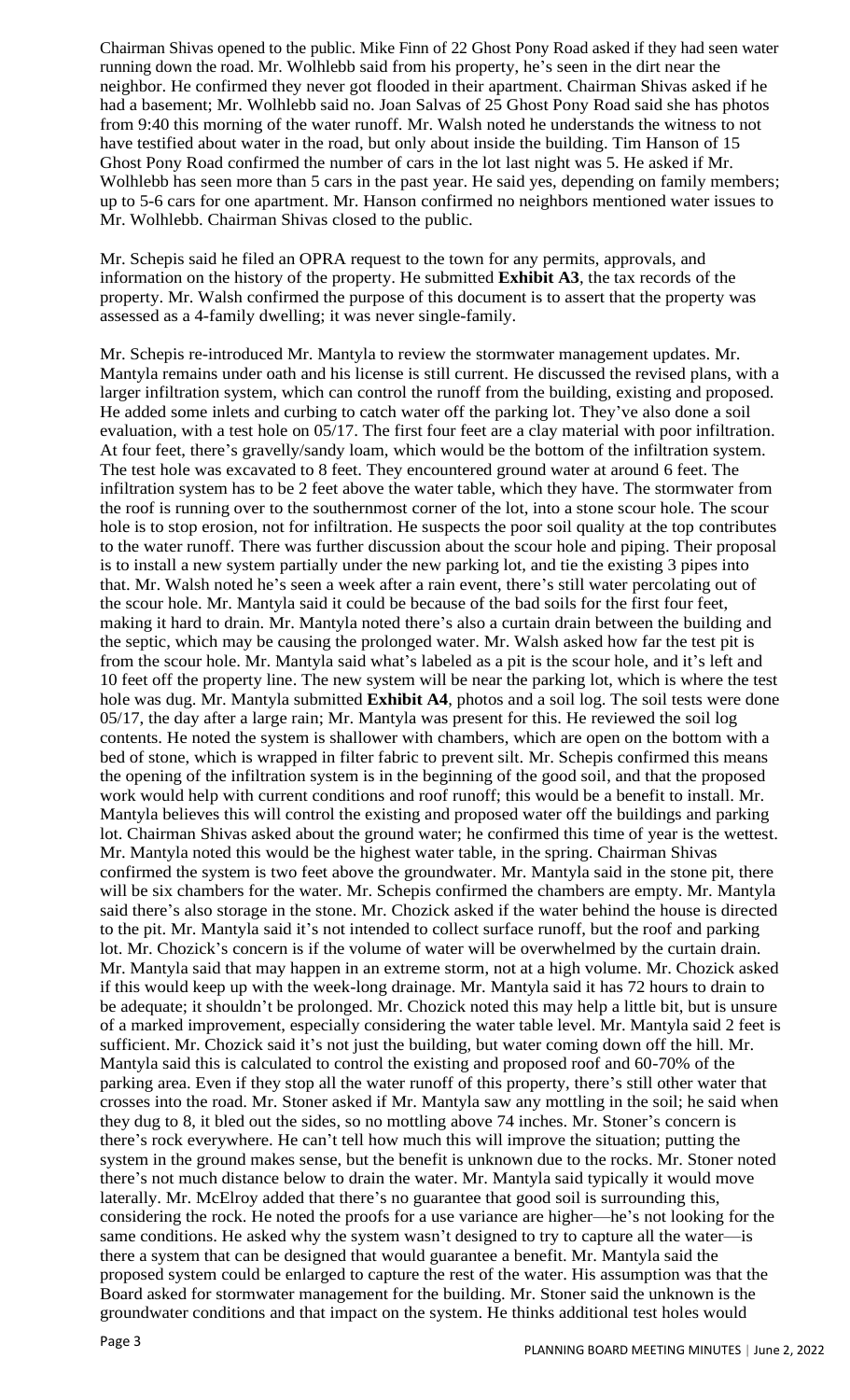Chairman Shivas opened to the public. Mike Finn of 22 Ghost Pony Road asked if they had seen water running down the road. Mr. Wolhlebb said from his property, he's seen in the dirt near the neighbor. He confirmed they never got flooded in their apartment. Chairman Shivas asked if he had a basement; Mr. Wolhlebb said no. Joan Salvas of 25 Ghost Pony Road said she has photos from 9:40 this morning of the water runoff. Mr. Walsh noted he understands the witness to not have testified about water in the road, but only about inside the building. Tim Hanson of 15 Ghost Pony Road confirmed the number of cars in the lot last night was 5. He asked if Mr. Wolhlebb has seen more than 5 cars in the past year. He said yes, depending on family members; up to 5-6 cars for one apartment. Mr. Hanson confirmed no neighbors mentioned water issues to Mr. Wolhlebb. Chairman Shivas closed to the public.

Mr. Schepis said he filed an OPRA request to the town for any permits, approvals, and information on the history of the property. He submitted **Exhibit A3**, the tax records of the property. Mr. Walsh confirmed the purpose of this document is to assert that the property was assessed as a 4-family dwelling; it was never single-family.

Mr. Schepis re-introduced Mr. Mantyla to review the stormwater management updates. Mr. Mantyla remains under oath and his license is still current. He discussed the revised plans, with a larger infiltration system, which can control the runoff from the building, existing and proposed. He added some inlets and curbing to catch water off the parking lot. They've also done a soil evaluation, with a test hole on 05/17. The first four feet are a clay material with poor infiltration. At four feet, there's gravelly/sandy loam, which would be the bottom of the infiltration system. The test hole was excavated to 8 feet. They encountered ground water at around 6 feet. The infiltration system has to be 2 feet above the water table, which they have. The stormwater from the roof is running over to the southernmost corner of the lot, into a stone scour hole. The scour hole is to stop erosion, not for infiltration. He suspects the poor soil quality at the top contributes to the water runoff. There was further discussion about the scour hole and piping. Their proposal is to install a new system partially under the new parking lot, and tie the existing 3 pipes into that. Mr. Walsh noted he's seen a week after a rain event, there's still water percolating out of the scour hole. Mr. Mantyla said it could be because of the bad soils for the first four feet, making it hard to drain. Mr. Mantyla noted there's also a curtain drain between the building and the septic, which may be causing the prolonged water. Mr. Walsh asked how far the test pit is from the scour hole. Mr. Mantyla said what's labeled as a pit is the scour hole, and it's left and 10 feet off the property line. The new system will be near the parking lot, which is where the test hole was dug. Mr. Mantyla submitted **Exhibit A4**, photos and a soil log. The soil tests were done 05/17, the day after a large rain; Mr. Mantyla was present for this. He reviewed the soil log contents. He noted the system is shallower with chambers, which are open on the bottom with a bed of stone, which is wrapped in filter fabric to prevent silt. Mr. Schepis confirmed this means the opening of the infiltration system is in the beginning of the good soil, and that the proposed work would help with current conditions and roof runoff; this would be a benefit to install. Mr. Mantyla believes this will control the existing and proposed water off the buildings and parking lot. Chairman Shivas asked about the ground water; he confirmed this time of year is the wettest. Mr. Mantyla noted this would be the highest water table, in the spring. Chairman Shivas confirmed the system is two feet above the groundwater. Mr. Mantyla said in the stone pit, there will be six chambers for the water. Mr. Schepis confirmed the chambers are empty. Mr. Mantyla said there's also storage in the stone. Mr. Chozick asked if the water behind the house is directed to the pit. Mr. Mantyla said it's not intended to collect surface runoff, but the roof and parking lot. Mr. Chozick's concern is if the volume of water will be overwhelmed by the curtain drain. Mr. Mantyla said that may happen in an extreme storm, not at a high volume. Mr. Chozick asked if this would keep up with the week-long drainage. Mr. Mantyla said it has 72 hours to drain to be adequate; it shouldn't be prolonged. Mr. Chozick noted this may help a little bit, but is unsure of a marked improvement, especially considering the water table level. Mr. Mantyla said 2 feet is sufficient. Mr. Chozick said it's not just the building, but water coming down off the hill. Mr. Mantyla said this is calculated to control the existing and proposed roof and 60-70% of the parking area. Even if they stop all the water runoff of this property, there's still other water that crosses into the road. Mr. Stoner asked if Mr. Mantyla saw any mottling in the soil; he said when they dug to 8, it bled out the sides, so no mottling above 74 inches. Mr. Stoner's concern is there's rock everywhere. He can't tell how much this will improve the situation; putting the system in the ground makes sense, but the benefit is unknown due to the rocks. Mr. Stoner noted there's not much distance below to drain the water. Mr. Mantyla said typically it would move laterally. Mr. McElroy added that there's no guarantee that good soil is surrounding this, considering the rock. He noted the proofs for a use variance are higher—he's not looking for the same conditions. He asked why the system wasn't designed to try to capture all the water—is there a system that can be designed that would guarantee a benefit. Mr. Mantyla said the proposed system could be enlarged to capture the rest of the water. His assumption was that the Board asked for stormwater management for the building. Mr. Stoner said the unknown is the groundwater conditions and that impact on the system. He thinks additional test holes would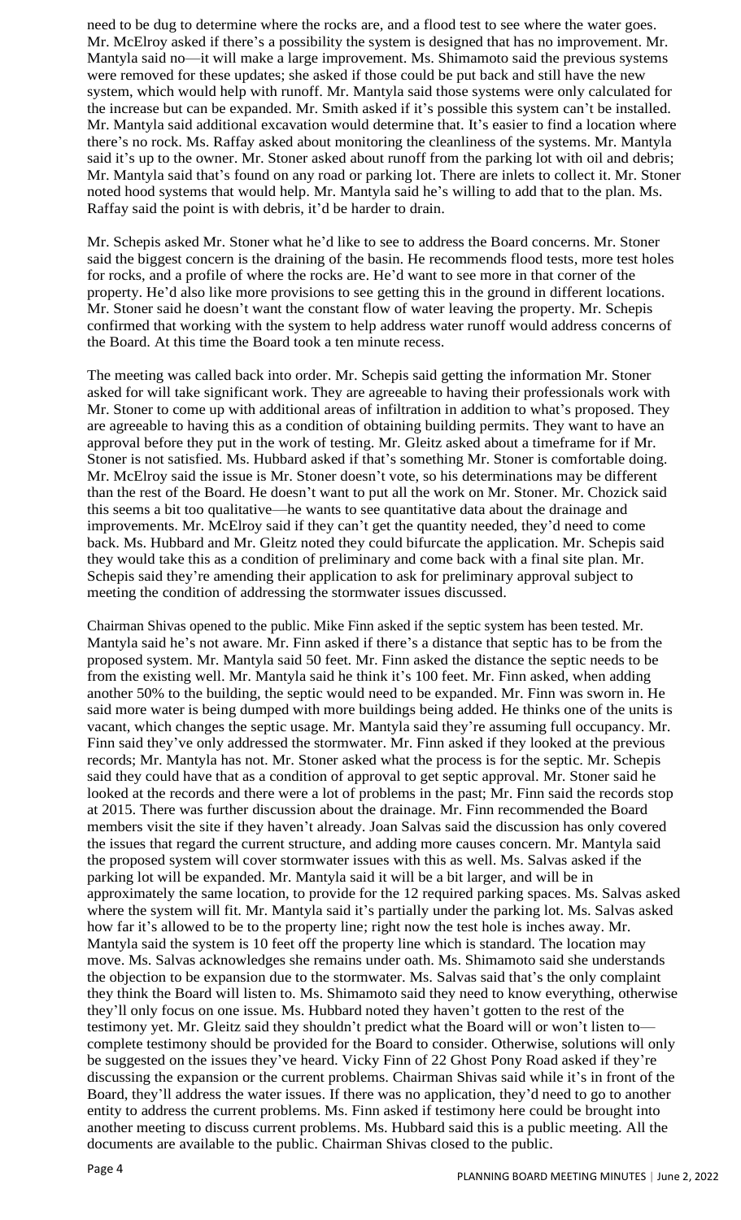need to be dug to determine where the rocks are, and a flood test to see where the water goes. Mr. McElroy asked if there's a possibility the system is designed that has no improvement. Mr. Mantyla said no—it will make a large improvement. Ms. Shimamoto said the previous systems were removed for these updates; she asked if those could be put back and still have the new system, which would help with runoff. Mr. Mantyla said those systems were only calculated for the increase but can be expanded. Mr. Smith asked if it's possible this system can't be installed. Mr. Mantyla said additional excavation would determine that. It's easier to find a location where there's no rock. Ms. Raffay asked about monitoring the cleanliness of the systems. Mr. Mantyla said it's up to the owner. Mr. Stoner asked about runoff from the parking lot with oil and debris; Mr. Mantyla said that's found on any road or parking lot. There are inlets to collect it. Mr. Stoner noted hood systems that would help. Mr. Mantyla said he's willing to add that to the plan. Ms. Raffay said the point is with debris, it'd be harder to drain.

Mr. Schepis asked Mr. Stoner what he'd like to see to address the Board concerns. Mr. Stoner said the biggest concern is the draining of the basin. He recommends flood tests, more test holes for rocks, and a profile of where the rocks are. He'd want to see more in that corner of the property. He'd also like more provisions to see getting this in the ground in different locations. Mr. Stoner said he doesn't want the constant flow of water leaving the property. Mr. Schepis confirmed that working with the system to help address water runoff would address concerns of the Board. At this time the Board took a ten minute recess.

The meeting was called back into order. Mr. Schepis said getting the information Mr. Stoner asked for will take significant work. They are agreeable to having their professionals work with Mr. Stoner to come up with additional areas of infiltration in addition to what's proposed. They are agreeable to having this as a condition of obtaining building permits. They want to have an approval before they put in the work of testing. Mr. Gleitz asked about a timeframe for if Mr. Stoner is not satisfied. Ms. Hubbard asked if that's something Mr. Stoner is comfortable doing. Mr. McElroy said the issue is Mr. Stoner doesn't vote, so his determinations may be different than the rest of the Board. He doesn't want to put all the work on Mr. Stoner. Mr. Chozick said this seems a bit too qualitative—he wants to see quantitative data about the drainage and improvements. Mr. McElroy said if they can't get the quantity needed, they'd need to come back. Ms. Hubbard and Mr. Gleitz noted they could bifurcate the application. Mr. Schepis said they would take this as a condition of preliminary and come back with a final site plan. Mr. Schepis said they're amending their application to ask for preliminary approval subject to meeting the condition of addressing the stormwater issues discussed.

Chairman Shivas opened to the public. Mike Finn asked if the septic system has been tested. Mr. Mantyla said he's not aware. Mr. Finn asked if there's a distance that septic has to be from the proposed system. Mr. Mantyla said 50 feet. Mr. Finn asked the distance the septic needs to be from the existing well. Mr. Mantyla said he think it's 100 feet. Mr. Finn asked, when adding another 50% to the building, the septic would need to be expanded. Mr. Finn was sworn in. He said more water is being dumped with more buildings being added. He thinks one of the units is vacant, which changes the septic usage. Mr. Mantyla said they're assuming full occupancy. Mr. Finn said they've only addressed the stormwater. Mr. Finn asked if they looked at the previous records; Mr. Mantyla has not. Mr. Stoner asked what the process is for the septic. Mr. Schepis said they could have that as a condition of approval to get septic approval. Mr. Stoner said he looked at the records and there were a lot of problems in the past; Mr. Finn said the records stop at 2015. There was further discussion about the drainage. Mr. Finn recommended the Board members visit the site if they haven't already. Joan Salvas said the discussion has only covered the issues that regard the current structure, and adding more causes concern. Mr. Mantyla said the proposed system will cover stormwater issues with this as well. Ms. Salvas asked if the parking lot will be expanded. Mr. Mantyla said it will be a bit larger, and will be in approximately the same location, to provide for the 12 required parking spaces. Ms. Salvas asked where the system will fit. Mr. Mantyla said it's partially under the parking lot. Ms. Salvas asked how far it's allowed to be to the property line; right now the test hole is inches away. Mr. Mantyla said the system is 10 feet off the property line which is standard. The location may move. Ms. Salvas acknowledges she remains under oath. Ms. Shimamoto said she understands the objection to be expansion due to the stormwater. Ms. Salvas said that's the only complaint they think the Board will listen to. Ms. Shimamoto said they need to know everything, otherwise they'll only focus on one issue. Ms. Hubbard noted they haven't gotten to the rest of the testimony yet. Mr. Gleitz said they shouldn't predict what the Board will or won't listen to—complete testimony should be provided for the Board to consider. Otherwise, solutions will only be suggested on the issues they've heard. Vicky Finn of 22 Ghost Pony Road asked if they're discussing the expansion or the current problems. Chairman Shivas said while it's in front of the Board, they'll address the water issues. If there was no application, they'd need to go to another entity to address the current problems. Ms. Finn asked if testimony here could be brought into another meeting to discuss current problems. Ms. Hubbard said this is a public meeting. All the documents are available to the public. Chairman Shivas closed to the public.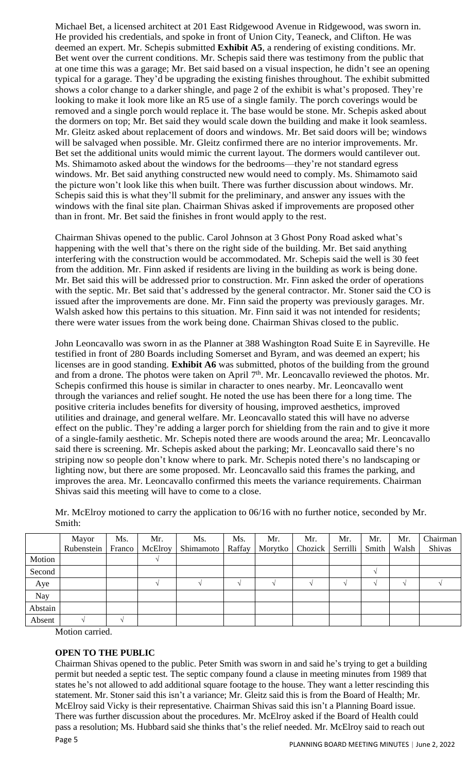Michael Bet, a licensed architect at 201 East Ridgewood Avenue in Ridgewood, was sworn in. He provided his credentials, and spoke in front of Union City, Teaneck, and Clifton. He was deemed an expert. Mr. Schepis submitted **Exhibit A5**, a rendering of existing conditions. Mr. Bet went over the current conditions. Mr. Schepis said there was testimony from the public that at one time this was a garage; Mr. Bet said based on a visual inspection, he didn't see an opening typical for a garage. They'd be upgrading the existing finishes throughout. The exhibit submitted shows a color change to a darker shingle, and page 2 of the exhibit is what's proposed. They're looking to make it look more like an R5 use of a single family. The porch coverings would be removed and a single porch would replace it. The base would be stone. Mr. Schepis asked about the dormers on top; Mr. Bet said they would scale down the building and make it look seamless. Mr. Gleitz asked about replacement of doors and windows. Mr. Bet said doors will be; windows will be salvaged when possible. Mr. Gleitz confirmed there are no interior improvements. Mr. Bet set the additional units would mimic the current layout. The dormers would cantilever out. Ms. Shimamoto asked about the windows for the bedrooms—they're not standard egress windows. Mr. Bet said anything constructed new would need to comply. Ms. Shimamoto said the picture won't look like this when built. There was further discussion about windows. Mr. Schepis said this is what they'll submit for the preliminary, and answer any issues with the windows with the final site plan. Chairman Shivas asked if improvements are proposed other than in front. Mr. Bet said the finishes in front would apply to the rest.

Chairman Shivas opened to the public. Carol Johnson at 3 Ghost Pony Road asked what's happening with the well that's there on the right side of the building. Mr. Bet said anything interfering with the construction would be accommodated. Mr. Schepis said the well is 30 feet from the addition. Mr. Finn asked if residents are living in the building as work is being done. Mr. Bet said this will be addressed prior to construction. Mr. Finn asked the order of operations with the septic. Mr. Bet said that's addressed by the general contractor. Mr. Stoner said the CO is issued after the improvements are done. Mr. Finn said the property was previously garages. Mr. Walsh asked how this pertains to this situation. Mr. Finn said it was not intended for residents; there were water issues from the work being done. Chairman Shivas closed to the public.

John Leoncavallo was sworn in as the Planner at 388 Washington Road Suite E in Sayreville. He testified in front of 280 Boards including Somerset and Byram, and was deemed an expert; his licenses are in good standing. **Exhibit A6** was submitted, photos of the building from the ground and from a drone. The photos were taken on April 7th. Mr. Leoncavallo reviewed the photos. Mr. Schepis confirmed this house is similar in character to ones nearby. Mr. Leoncavallo went through the variances and relief sought. He noted the use has been there for a long time. The positive criteria includes benefits for diversity of housing, improved aesthetics, improved utilities and drainage, and general welfare. Mr. Leoncavallo stated this will have no adverse effect on the public. They're adding a larger porch for shielding from the rain and to give it more of a single-family aesthetic. Mr. Schepis noted there are woods around the area; Mr. Leoncavallo said there is screening. Mr. Schepis asked about the parking; Mr. Leoncavallo said there's no striping now so people don't know where to park. Mr. Schepis noted there's no landscaping or lighting now, but there are some proposed. Mr. Leoncavallo said this frames the parking, and improves the area. Mr. Leoncavallo confirmed this meets the variance requirements. Chairman Shivas said this meeting will have to come to a close.

Mr. McElroy motioned to carry the application to 06/16 with no further notice, seconded by Mr. Smith:

| | Mayor Rubenstein | Ms. Franco | Mr. McElroy | Ms. Shimamoto | Ms. Raffay | Mr. Morytko | Mr. Chozick | Mr. Serrilli | Mr. Smith | Mr. Walsh | Chairman Shivas |
|---|---|---|---|---|---|---|---|---|---|---|---|
| Motion | | | √ | | | | | | | | |
| Second | | | | | | | | | √ | | |
| Aye | | | √ | √ | √ | √ | √ | √ | √ | √ | √ |
| Nay | | | | | | | | | | | |
| Abstain | | | | | | | | | | | |
| Absent | √ | √ | | | | | | | | | |

Motion carried.

**OPEN TO THE PUBLIC**

Chairman Shivas opened to the public. Peter Smith was sworn in and said he's trying to get a building permit but needed a septic test. The septic company found a clause in meeting minutes from 1989 that states he's not allowed to add additional square footage to the house. They want a letter rescinding this statement. Mr. Stoner said this isn't a variance; Mr. Gleitz said this is from the Board of Health; Mr. McElroy said Vicky is their representative. Chairman Shivas said this isn't a Planning Board issue. There was further discussion about the procedures. Mr. McElroy asked if the Board of Health could pass a resolution; Ms. Hubbard said she thinks that's the relief needed. Mr. McElroy said to reach out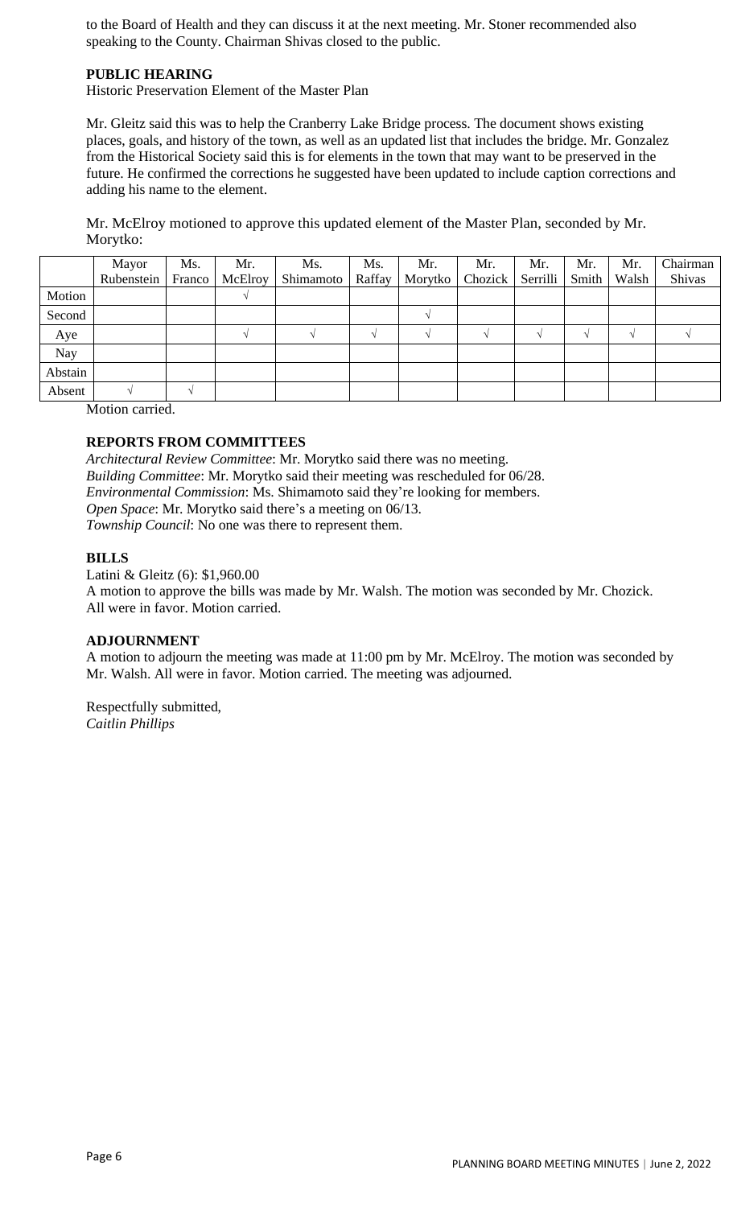to the Board of Health and they can discuss it at the next meeting. Mr. Stoner recommended also speaking to the County. Chairman Shivas closed to the public.

**PUBLIC HEARING**

Historic Preservation Element of the Master Plan

Mr. Gleitz said this was to help the Cranberry Lake Bridge process. The document shows existing places, goals, and history of the town, as well as an updated list that includes the bridge. Mr. Gonzalez from the Historical Society said this is for elements in the town that may want to be preserved in the future. He confirmed the corrections he suggested have been updated to include caption corrections and adding his name to the element.

Mr. McElroy motioned to approve this updated element of the Master Plan, seconded by Mr. Morytko:

| | Mayor Rubenstein | Ms. Franco | Mr. McElroy | Ms. Shimamoto | Ms. Raffay | Mr. Morytko | Mr. Chozick | Mr. Serrilli | Mr. Smith | Mr. Walsh | Chairman Shivas |
|---|---|---|---|---|---|---|---|---|---|---|---|
| Motion | | | √ | | | | | | | | |
| Second | | | | | | √ | | | | | |
| Aye | | | √ | √ | √ | √ | √ | √ | √ | √ | √ |
| Nay | | | | | | | | | | | |
| Abstain | | | | | | | | | | | |
| Absent | √ | √ | | | | | | | | | |

Motion carried.

**REPORTS FROM COMMITTEES**

*Architectural Review Committee*: Mr. Morytko said there was no meeting.
*Building Committee*: Mr. Morytko said their meeting was rescheduled for 06/28.
*Environmental Commission*: Ms. Shimamoto said they're looking for members.
*Open Space*: Mr. Morytko said there's a meeting on 06/13.
*Township Council*: No one was there to represent them.

**BILLS**

Latini & Gleitz (6): $1,960.00
A motion to approve the bills was made by Mr. Walsh. The motion was seconded by Mr. Chozick. All were in favor. Motion carried.

**ADJOURNMENT**

A motion to adjourn the meeting was made at 11:00 pm by Mr. McElroy. The motion was seconded by Mr. Walsh. All were in favor. Motion carried. The meeting was adjourned.

Respectfully submitted,
*Caitlin Phillips*